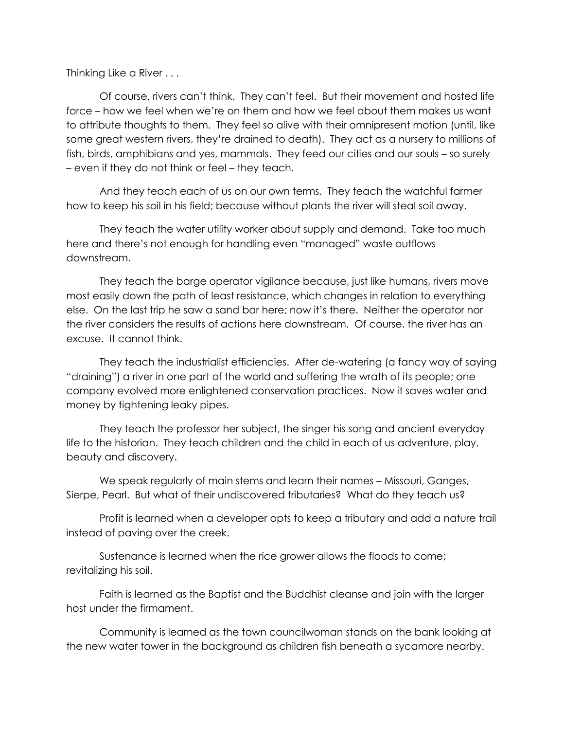Thinking Like a River . . .

Of course, rivers can't think. They can't feel. But their movement and hosted life force – how we feel when we're on them and how we feel about them makes us want to attribute thoughts to them. They feel so alive with their omnipresent motion (until, like some great western rivers, they're drained to death). They act as a nursery to millions of fish, birds, amphibians and yes, mammals. They feed our cities and our souls – so surely – even if they do not think or feel – they teach.

And they teach each of us on our own terms. They teach the watchful farmer how to keep his soil in his field; because without plants the river will steal soil away.

They teach the water utility worker about supply and demand. Take too much here and there's not enough for handling even "managed" waste outflows downstream.

They teach the barge operator vigilance because, just like humans, rivers move most easily down the path of least resistance, which changes in relation to everything else. On the last trip he saw a sand bar here; now it's there. Neither the operator nor the river considers the results of actions here downstream. Of course, the river has an excuse. It cannot think.

They teach the industrialist efficiencies. After de-watering (a fancy way of saying "draining") a river in one part of the world and suffering the wrath of its people; one company evolved more enlightened conservation practices. Now it saves water and money by tightening leaky pipes.

They teach the professor her subject, the singer his song and ancient everyday life to the historian. They teach children and the child in each of us adventure, play, beauty and discovery.

We speak regularly of main stems and learn their names – Missouri, Ganges, Sierpe, Pearl. But what of their undiscovered tributaries? What do they teach us?

Profit is learned when a developer opts to keep a tributary and add a nature trail instead of paving over the creek.

Sustenance is learned when the rice grower allows the floods to come; revitalizing his soil.

Faith is learned as the Baptist and the Buddhist cleanse and join with the larger host under the firmament.

Community is learned as the town councilwoman stands on the bank looking at the new water tower in the background as children fish beneath a sycamore nearby.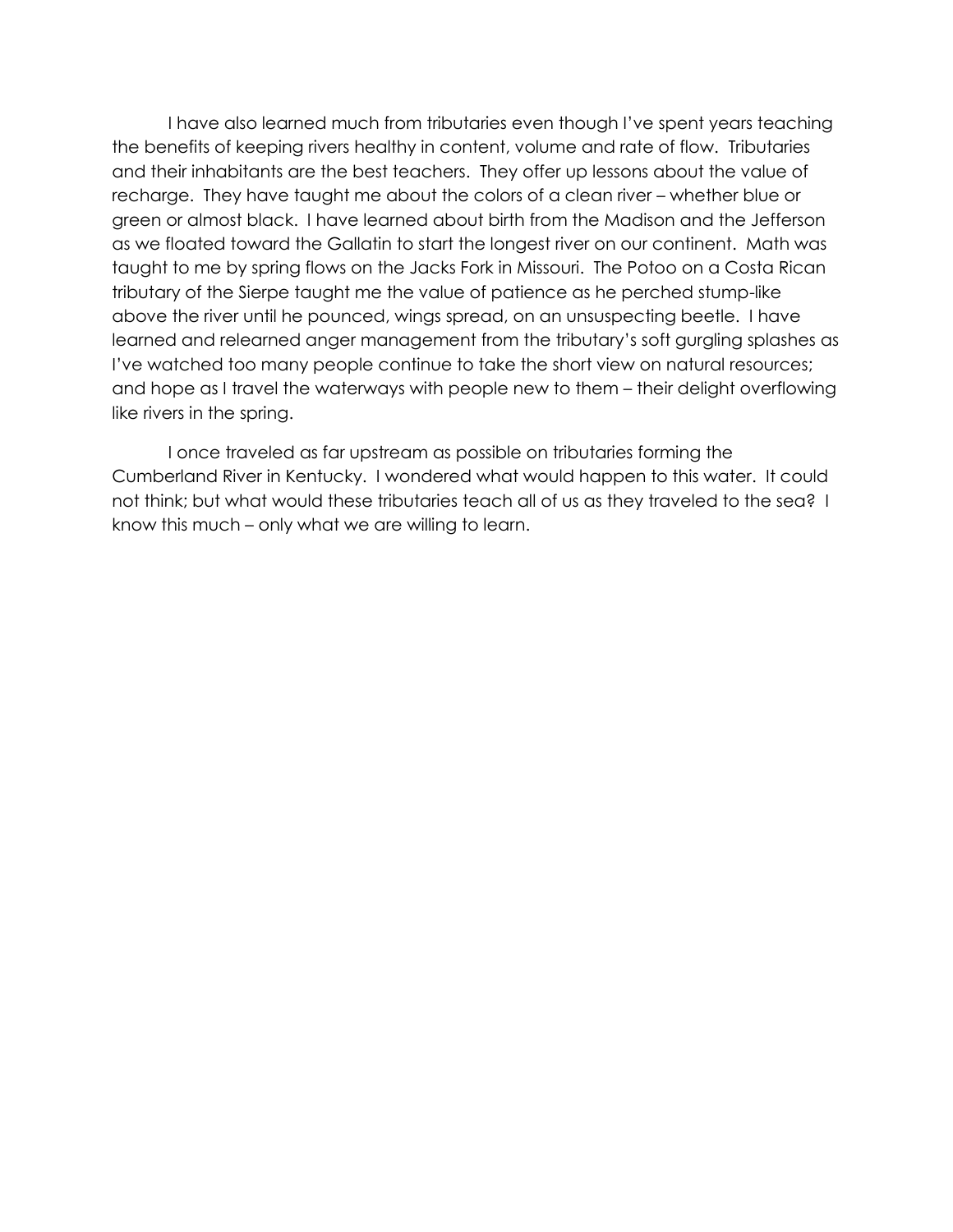I have also learned much from tributaries even though I've spent years teaching the benefits of keeping rivers healthy in content, volume and rate of flow. Tributaries and their inhabitants are the best teachers. They offer up lessons about the value of recharge. They have taught me about the colors of a clean river – whether blue or green or almost black. I have learned about birth from the Madison and the Jefferson as we floated toward the Gallatin to start the longest river on our continent. Math was taught to me by spring flows on the Jacks Fork in Missouri. The Potoo on a Costa Rican tributary of the Sierpe taught me the value of patience as he perched stump-like above the river until he pounced, wings spread, on an unsuspecting beetle. I have learned and relearned anger management from the tributary's soft gurgling splashes as I've watched too many people continue to take the short view on natural resources; and hope as I travel the waterways with people new to them – their delight overflowing like rivers in the spring.

I once traveled as far upstream as possible on tributaries forming the Cumberland River in Kentucky. I wondered what would happen to this water. It could not think; but what would these tributaries teach all of us as they traveled to the sea? I know this much – only what we are willing to learn.